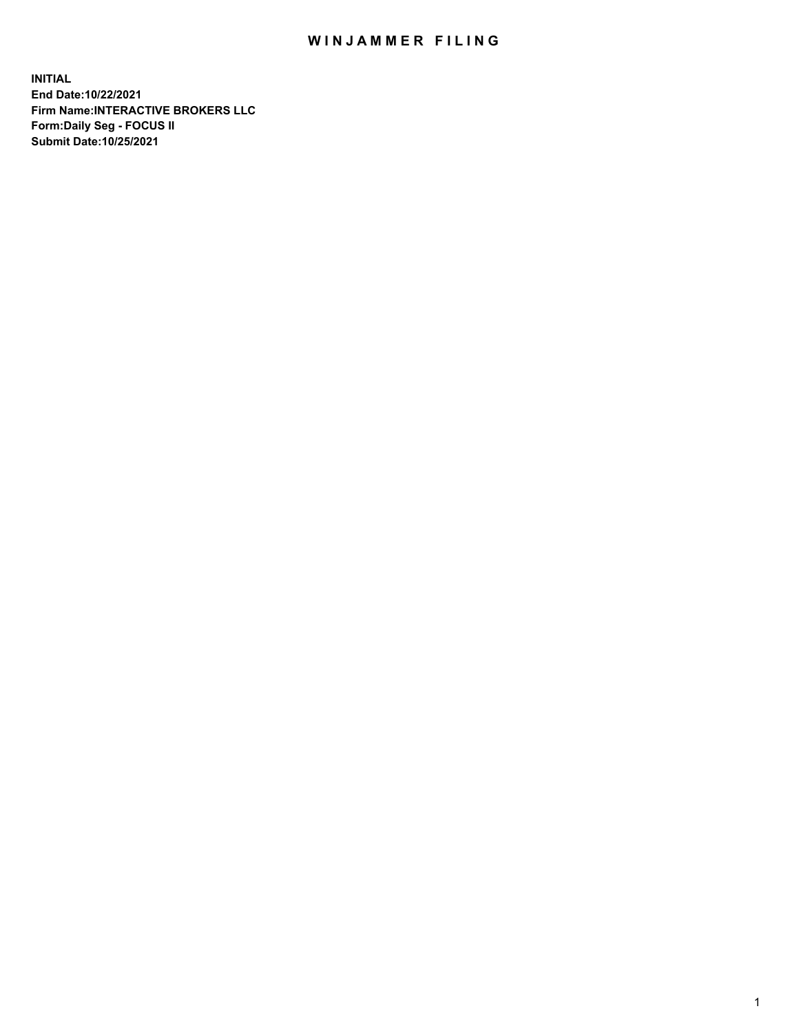# WINJAMMER FILING

**INITIAL**
**End Date:10/22/2021**
**Firm Name:INTERACTIVE BROKERS LLC**
**Form:Daily Seg - FOCUS II**
**Submit Date:10/25/2021**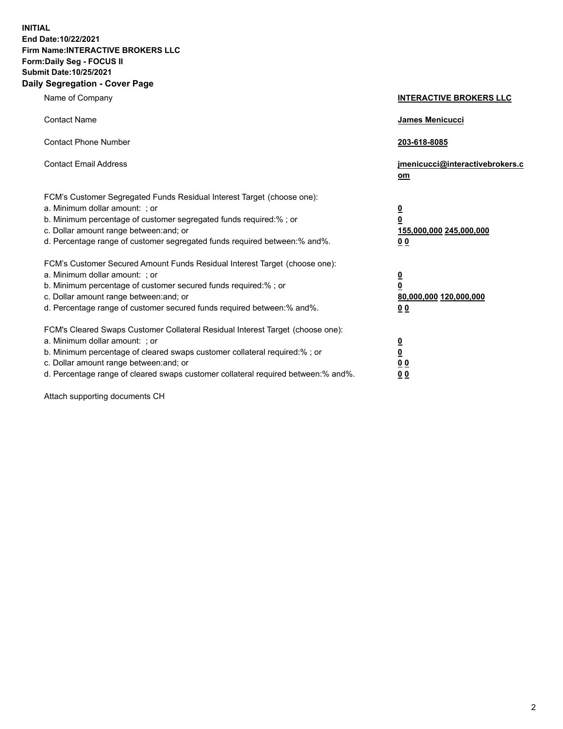**INITIAL**
**End Date:10/22/2021**
**Firm Name:INTERACTIVE BROKERS LLC**
**Form:Daily Seg - FOCUS II**
**Submit Date:10/25/2021**

## Daily Segregation - Cover Page

| | |
|---|---|
| Name of Company | **INTERACTIVE BROKERS LLC** |
| Contact Name | **James Menicucci** |
| Contact Phone Number | **203-618-8085** |
| Contact Email Address | **jmenicucci@interactivebrokers.com** |
| FCM's Customer Segregated Funds Residual Interest Target (choose one): | |
| a. Minimum dollar amount: ; or | **0** |
| b. Minimum percentage of customer segregated funds required:% ; or | **0** |
| c. Dollar amount range between:and; or | **155,000,000 245,000,000** |
| d. Percentage range of customer segregated funds required between:% and%. | **0 0** |
| FCM's Customer Secured Amount Funds Residual Interest Target (choose one): | |
| a. Minimum dollar amount: ; or | **0** |
| b. Minimum percentage of customer secured funds required:% ; or | **0** |
| c. Dollar amount range between:and; or | **80,000,000 120,000,000** |
| d. Percentage range of customer secured funds required between:% and%. | **0 0** |
| FCM's Cleared Swaps Customer Collateral Residual Interest Target (choose one): | |
| a. Minimum dollar amount: ; or | **0** |
| b. Minimum percentage of cleared swaps customer collateral required:% ; or | **0** |
| c. Dollar amount range between:and; or | **0 0** |
| d. Percentage range of cleared swaps customer collateral required between:% and%. | **0 0** |

Attach supporting documents CH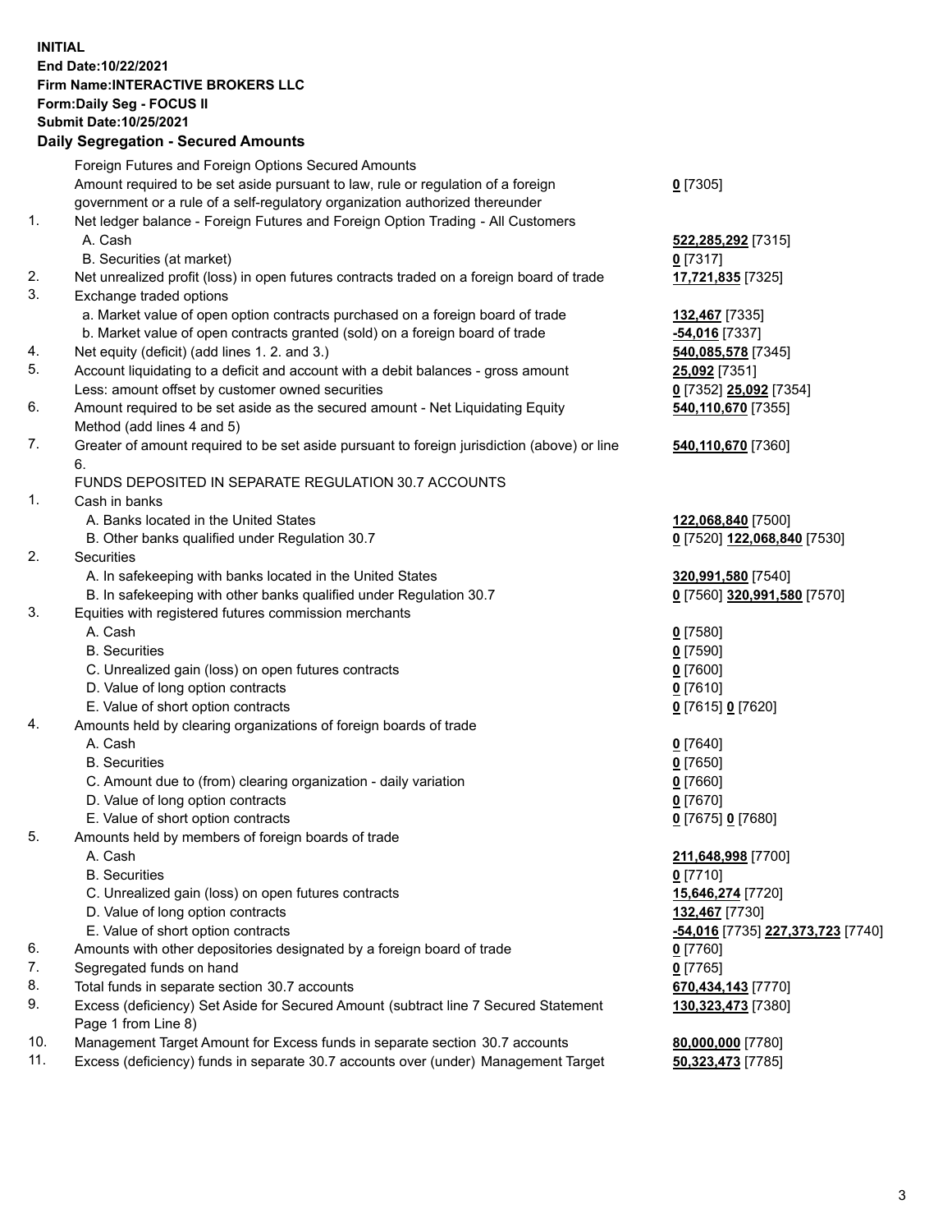**INITIAL**
**End Date:10/22/2021**
**Firm Name:INTERACTIVE BROKERS LLC**
**Form:Daily Seg - FOCUS II**
**Submit Date:10/25/2021**

### Daily Segregation - Secured Amounts

| | | |
|---|---|---|
| | Foreign Futures and Foreign Options Secured Amounts | |
| | Amount required to be set aside pursuant to law, rule or regulation of a foreign government or a rule of a self-regulatory organization authorized thereunder | **0** [7305] |
| 1. | Net ledger balance - Foreign Futures and Foreign Option Trading - All Customers | |
| | A. Cash | **522,285,292** [7315] |
| | B. Securities (at market) | **0** [7317] |
| 2. | Net unrealized profit (loss) in open futures contracts traded on a foreign board of trade | **17,721,835** [7325] |
| 3. | Exchange traded options | |
| | a. Market value of open option contracts purchased on a foreign board of trade | **132,467** [7335] |
| | b. Market value of open contracts granted (sold) on a foreign board of trade | **-54,016** [7337] |
| 4. | Net equity (deficit) (add lines 1. 2. and 3.) | **540,085,578** [7345] |
| 5. | Account liquidating to a deficit and account with a debit balances - gross amount | **25,092** [7351] |
| | Less: amount offset by customer owned securities | **0** [7352] **25,092** [7354] |
| 6. | Amount required to be set aside as the secured amount - Net Liquidating Equity Method (add lines 4 and 5) | **540,110,670** [7355] |
| 7. | Greater of amount required to be set aside pursuant to foreign jurisdiction (above) or line 6. | **540,110,670** [7360] |
| | FUNDS DEPOSITED IN SEPARATE REGULATION 30.7 ACCOUNTS | |
| 1. | Cash in banks | |
| | A. Banks located in the United States | **122,068,840** [7500] |
| | B. Other banks qualified under Regulation 30.7 | **0** [7520] **122,068,840** [7530] |
| 2. | Securities | |
| | A. In safekeeping with banks located in the United States | **320,991,580** [7540] |
| | B. In safekeeping with other banks qualified under Regulation 30.7 | **0** [7560] **320,991,580** [7570] |
| 3. | Equities with registered futures commission merchants | |
| | A. Cash | **0** [7580] |
| | B. Securities | **0** [7590] |
| | C. Unrealized gain (loss) on open futures contracts | **0** [7600] |
| | D. Value of long option contracts | **0** [7610] |
| | E. Value of short option contracts | **0** [7615] **0** [7620] |
| 4. | Amounts held by clearing organizations of foreign boards of trade | |
| | A. Cash | **0** [7640] |
| | B. Securities | **0** [7650] |
| | C. Amount due to (from) clearing organization - daily variation | **0** [7660] |
| | D. Value of long option contracts | **0** [7670] |
| | E. Value of short option contracts | **0** [7675] **0** [7680] |
| 5. | Amounts held by members of foreign boards of trade | |
| | A. Cash | **211,648,998** [7700] |
| | B. Securities | **0** [7710] |
| | C. Unrealized gain (loss) on open futures contracts | **15,646,274** [7720] |
| | D. Value of long option contracts | **132,467** [7730] |
| | E. Value of short option contracts | **-54,016** [7735] **227,373,723** [7740] |
| 6. | Amounts with other depositories designated by a foreign board of trade | **0** [7760] |
| 7. | Segregated funds on hand | **0** [7765] |
| 8. | Total funds in separate section 30.7 accounts | **670,434,143** [7770] |
| 9. | Excess (deficiency) Set Aside for Secured Amount (subtract line 7 Secured Statement Page 1 from Line 8) | **130,323,473** [7380] |
| 10. | Management Target Amount for Excess funds in separate section 30.7 accounts | **80,000,000** [7780] |
| 11. | Excess (deficiency) funds in separate 30.7 accounts over (under) Management Target | **50,323,473** [7785] |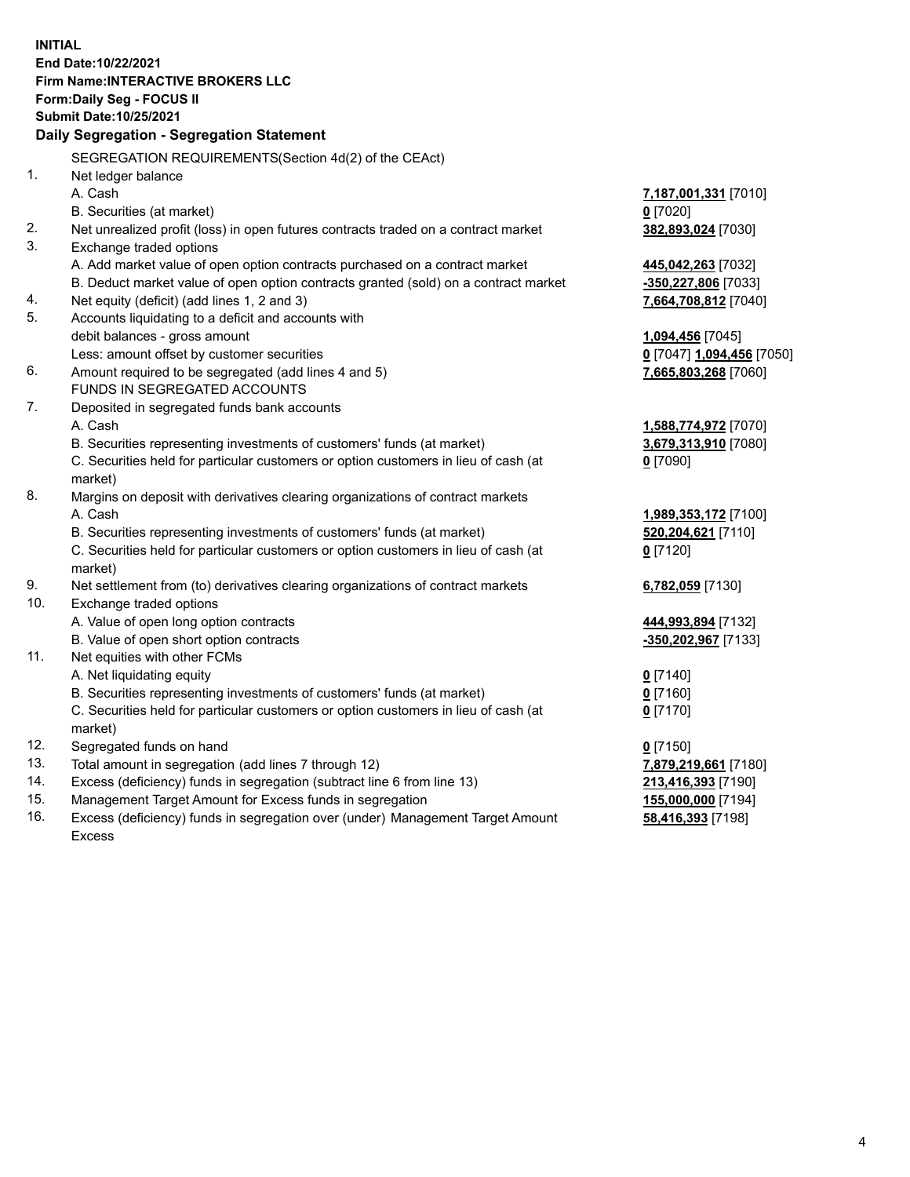**INITIAL**
**End Date:10/22/2021**
**Firm Name:INTERACTIVE BROKERS LLC**
**Form:Daily Seg - FOCUS II**
**Submit Date:10/25/2021**

**Daily Segregation - Segregation Statement**

SEGREGATION REQUIREMENTS(Section 4d(2) of the CEAct)

| | | |
|---|---|---|
| 1. | Net ledger balance | |
| | A. Cash | **7,187,001,331** [7010] |
| | B. Securities (at market) | **0** [7020] |
| 2. | Net unrealized profit (loss) in open futures contracts traded on a contract market | **382,893,024** [7030] |
| 3. | Exchange traded options | |
| | A. Add market value of open option contracts purchased on a contract market | **445,042,263** [7032] |
| | B. Deduct market value of open option contracts granted (sold) on a contract market | **-350,227,806** [7033] |
| 4. | Net equity (deficit) (add lines 1, 2 and 3) | **7,664,708,812** [7040] |
| 5. | Accounts liquidating to a deficit and accounts with | |
| | debit balances - gross amount | **1,094,456** [7045] |
| | Less: amount offset by customer securities | **0** [7047] **1,094,456** [7050] |
| 6. | Amount required to be segregated (add lines 4 and 5) | **7,665,803,268** [7060] |
| | FUNDS IN SEGREGATED ACCOUNTS | |
| 7. | Deposited in segregated funds bank accounts | |
| | A. Cash | **1,588,774,972** [7070] |
| | B. Securities representing investments of customers' funds (at market) | **3,679,313,910** [7080] |
| | C. Securities held for particular customers or option customers in lieu of cash (at market) | **0** [7090] |
| 8. | Margins on deposit with derivatives clearing organizations of contract markets | |
| | A. Cash | **1,989,353,172** [7100] |
| | B. Securities representing investments of customers' funds (at market) | **520,204,621** [7110] |
| | C. Securities held for particular customers or option customers in lieu of cash (at market) | **0** [7120] |
| 9. | Net settlement from (to) derivatives clearing organizations of contract markets | **6,782,059** [7130] |
| 10. | Exchange traded options | |
| | A. Value of open long option contracts | **444,993,894** [7132] |
| | B. Value of open short option contracts | **-350,202,967** [7133] |
| 11. | Net equities with other FCMs | |
| | A. Net liquidating equity | **0** [7140] |
| | B. Securities representing investments of customers' funds (at market) | **0** [7160] |
| | C. Securities held for particular customers or option customers in lieu of cash (at market) | **0** [7170] |
| 12. | Segregated funds on hand | **0** [7150] |
| 13. | Total amount in segregation (add lines 7 through 12) | **7,879,219,661** [7180] |
| 14. | Excess (deficiency) funds in segregation (subtract line 6 from line 13) | **213,416,393** [7190] |
| 15. | Management Target Amount for Excess funds in segregation | **155,000,000** [7194] |
| 16. | Excess (deficiency) funds in segregation over (under) Management Target Amount Excess | **58,416,393** [7198] |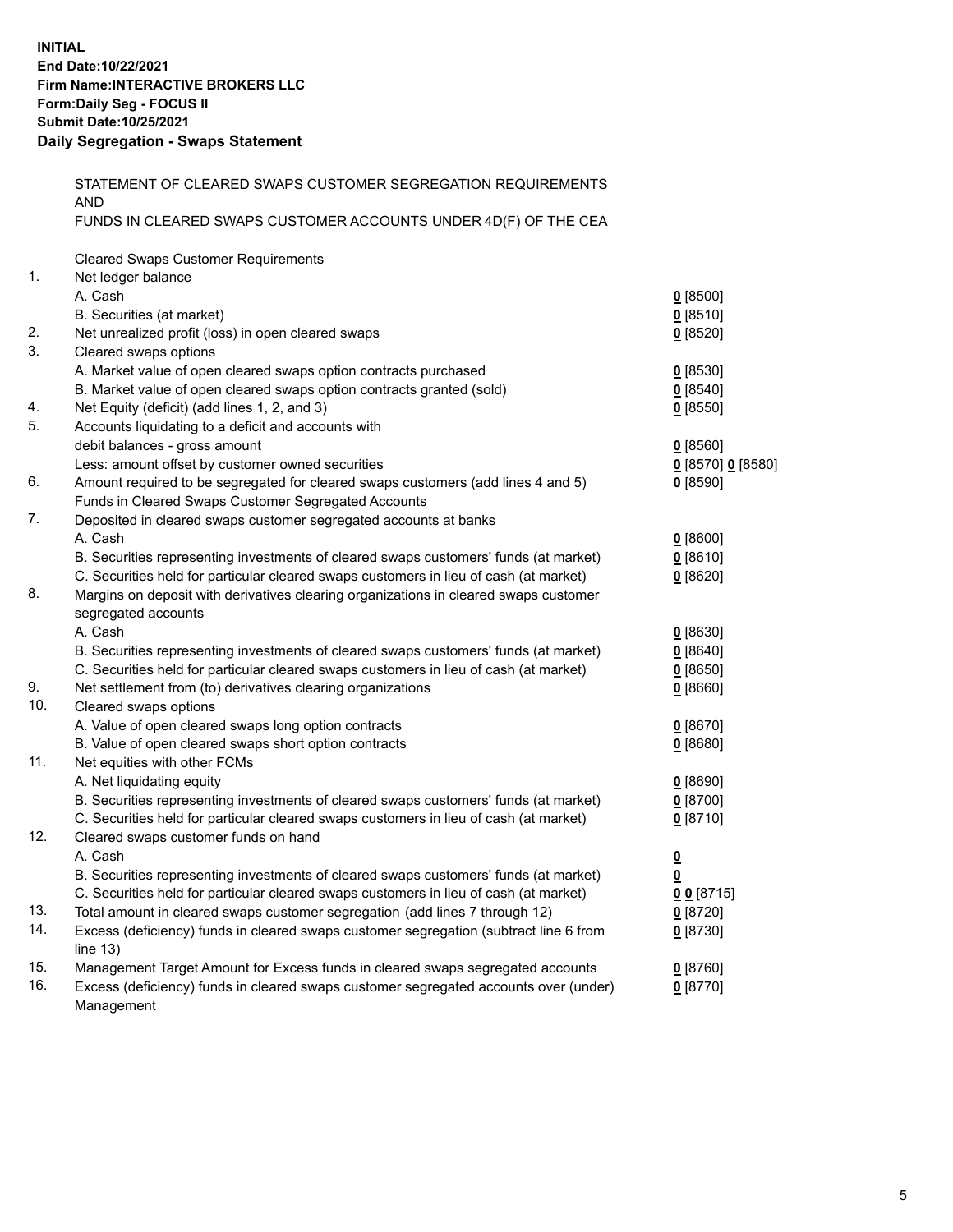**INITIAL**
**End Date:10/22/2021**
**Firm Name:INTERACTIVE BROKERS LLC**
**Form:Daily Seg - FOCUS II**
**Submit Date:10/25/2021**
**Daily Segregation - Swaps Statement**

STATEMENT OF CLEARED SWAPS CUSTOMER SEGREGATION REQUIREMENTS AND FUNDS IN CLEARED SWAPS CUSTOMER ACCOUNTS UNDER 4D(F) OF THE CEA

| | | |
|---|---|---|
| | Cleared Swaps Customer Requirements | |
| 1. | Net ledger balance | |
| | A. Cash | 0 [8500] |
| | B. Securities (at market) | 0 [8510] |
| 2. | Net unrealized profit (loss) in open cleared swaps | 0 [8520] |
| 3. | Cleared swaps options | |
| | A. Market value of open cleared swaps option contracts purchased | 0 [8530] |
| | B. Market value of open cleared swaps option contracts granted (sold) | 0 [8540] |
| 4. | Net Equity (deficit) (add lines 1, 2, and 3) | 0 [8550] |
| 5. | Accounts liquidating to a deficit and accounts with debit balances - gross amount | 0 [8560] |
| | Less: amount offset by customer owned securities | 0 [8570] 0 [8580] |
| 6. | Amount required to be segregated for cleared swaps customers (add lines 4 and 5) | 0 [8590] |
| | Funds in Cleared Swaps Customer Segregated Accounts | |
| 7. | Deposited in cleared swaps customer segregated accounts at banks | |
| | A. Cash | 0 [8600] |
| | B. Securities representing investments of cleared swaps customers' funds (at market) | 0 [8610] |
| | C. Securities held for particular cleared swaps customers in lieu of cash (at market) | 0 [8620] |
| 8. | Margins on deposit with derivatives clearing organizations in cleared swaps customer segregated accounts | |
| | A. Cash | 0 [8630] |
| | B. Securities representing investments of cleared swaps customers' funds (at market) | 0 [8640] |
| | C. Securities held for particular cleared swaps customers in lieu of cash (at market) | 0 [8650] |
| 9. | Net settlement from (to) derivatives clearing organizations | 0 [8660] |
| 10. | Cleared swaps options | |
| | A. Value of open cleared swaps long option contracts | 0 [8670] |
| | B. Value of open cleared swaps short option contracts | 0 [8680] |
| 11. | Net equities with other FCMs | |
| | A. Net liquidating equity | 0 [8690] |
| | B. Securities representing investments of cleared swaps customers' funds (at market) | 0 [8700] |
| | C. Securities held for particular cleared swaps customers in lieu of cash (at market) | 0 [8710] |
| 12. | Cleared swaps customer funds on hand | |
| | A. Cash | 0 |
| | B. Securities representing investments of cleared swaps customers' funds (at market) | 0 |
| | C. Securities held for particular cleared swaps customers in lieu of cash (at market) | 0 0 [8715] |
| 13. | Total amount in cleared swaps customer segregation (add lines 7 through 12) | 0 [8720] |
| 14. | Excess (deficiency) funds in cleared swaps customer segregation (subtract line 6 from line 13) | 0 [8730] |
| 15. | Management Target Amount for Excess funds in cleared swaps segregated accounts | 0 [8760] |
| 16. | Excess (deficiency) funds in cleared swaps customer segregated accounts over (under) Management | 0 [8770] |